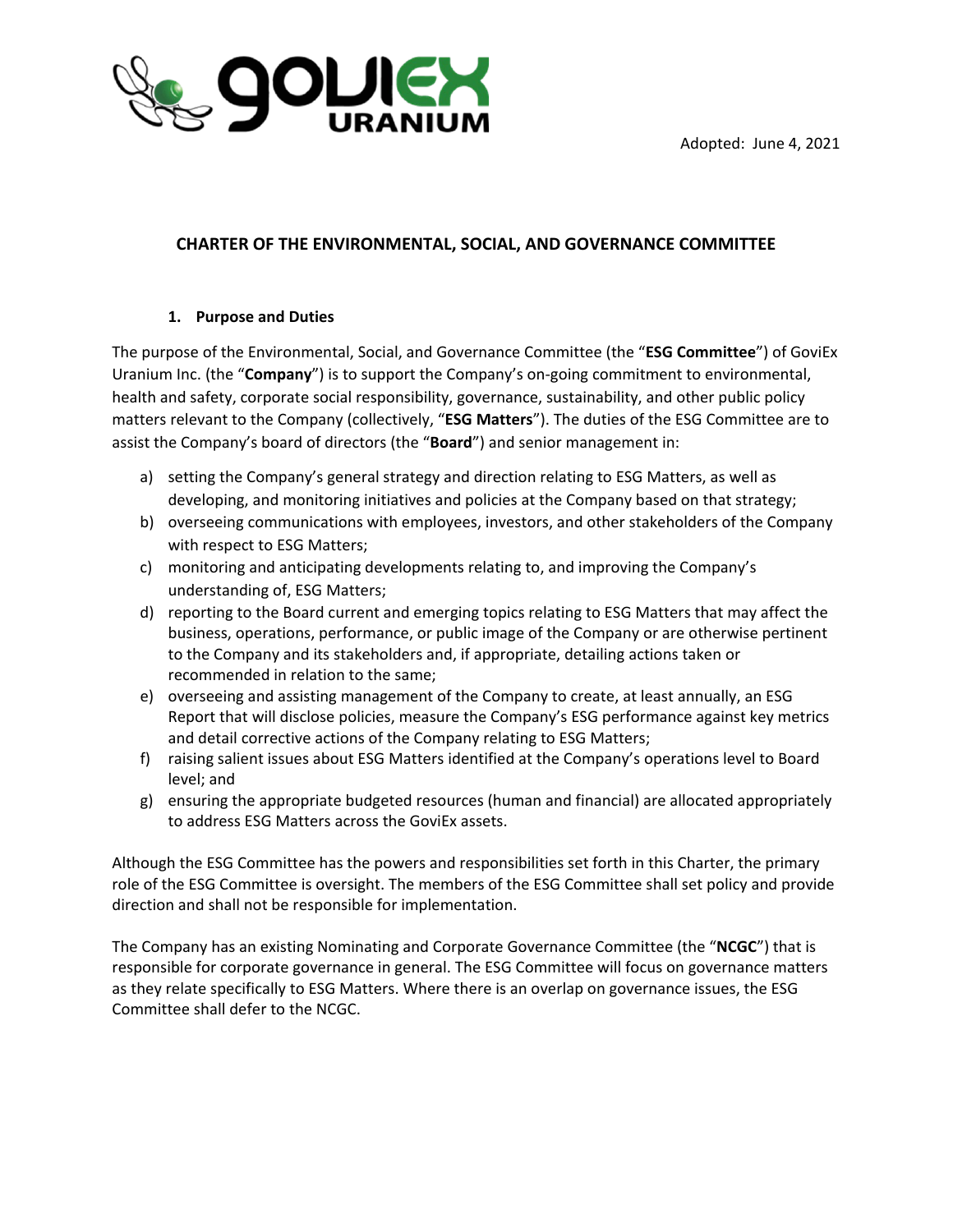Adopted: June 4, 2021

# CHARTER OF THE ENVIRONMENTAL, SOCIAL, AND GOVERNANCE COMMITTEE

## 1. Purpose and Duties

The purpose of the Environmental, Social, and Governance Committee (the "**ESG Committee**") of GoviEx Uranium Inc. (the "**Company**") is to support the Company's on-going commitment to environmental, health and safety, corporate social responsibility, governance, sustainability, and other public policy matters relevant to the Company (collectively, "**ESG Matters**"). The duties of the ESG Committee are to assist the Company's board of directors (the "**Board**") and senior management in:

a) setting the Company's general strategy and direction relating to ESG Matters, as well as developing, and monitoring initiatives and policies at the Company based on that strategy;
b) overseeing communications with employees, investors, and other stakeholders of the Company with respect to ESG Matters;
c) monitoring and anticipating developments relating to, and improving the Company's understanding of, ESG Matters;
d) reporting to the Board current and emerging topics relating to ESG Matters that may affect the business, operations, performance, or public image of the Company or are otherwise pertinent to the Company and its stakeholders and, if appropriate, detailing actions taken or recommended in relation to the same;
e) overseeing and assisting management of the Company to create, at least annually, an ESG Report that will disclose policies, measure the Company's ESG performance against key metrics and detail corrective actions of the Company relating to ESG Matters;
f) raising salient issues about ESG Matters identified at the Company's operations level to Board level; and
g) ensuring the appropriate budgeted resources (human and financial) are allocated appropriately to address ESG Matters across the GoviEx assets.

Although the ESG Committee has the powers and responsibilities set forth in this Charter, the primary role of the ESG Committee is oversight. The members of the ESG Committee shall set policy and provide direction and shall not be responsible for implementation.

The Company has an existing Nominating and Corporate Governance Committee (the "**NCGC**") that is responsible for corporate governance in general. The ESG Committee will focus on governance matters as they relate specifically to ESG Matters. Where there is an overlap on governance issues, the ESG Committee shall defer to the NCGC.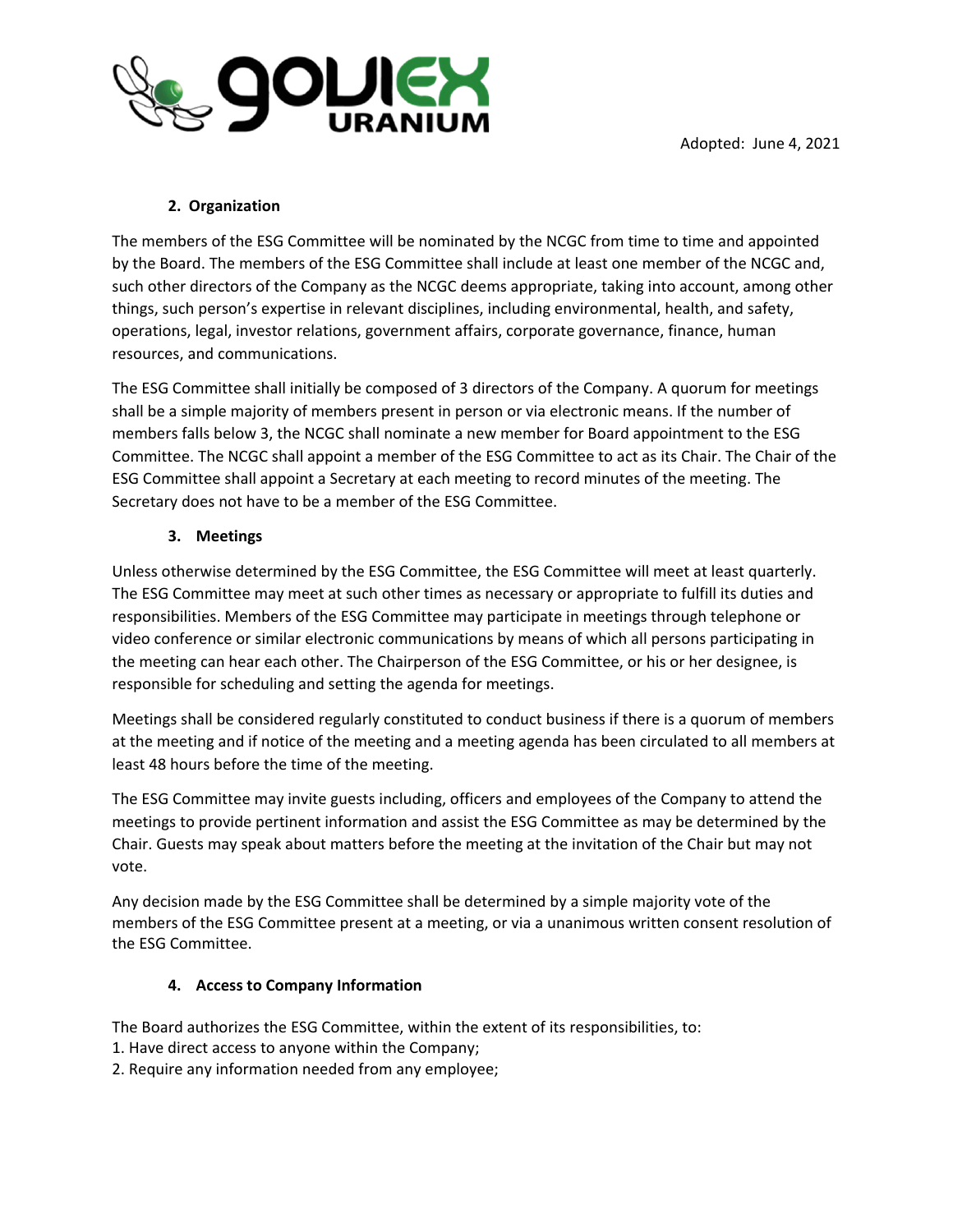### 2. Organization

The members of the ESG Committee will be nominated by the NCGC from time to time and appointed by the Board. The members of the ESG Committee shall include at least one member of the NCGC and, such other directors of the Company as the NCGC deems appropriate, taking into account, among other things, such person's expertise in relevant disciplines, including environmental, health, and safety, operations, legal, investor relations, government affairs, corporate governance, finance, human resources, and communications.

The ESG Committee shall initially be composed of 3 directors of the Company. A quorum for meetings shall be a simple majority of members present in person or via electronic means. If the number of members falls below 3, the NCGC shall nominate a new member for Board appointment to the ESG Committee. The NCGC shall appoint a member of the ESG Committee to act as its Chair. The Chair of the ESG Committee shall appoint a Secretary at each meeting to record minutes of the meeting. The Secretary does not have to be a member of the ESG Committee.

### 3. Meetings

Unless otherwise determined by the ESG Committee, the ESG Committee will meet at least quarterly. The ESG Committee may meet at such other times as necessary or appropriate to fulfill its duties and responsibilities. Members of the ESG Committee may participate in meetings through telephone or video conference or similar electronic communications by means of which all persons participating in the meeting can hear each other. The Chairperson of the ESG Committee, or his or her designee, is responsible for scheduling and setting the agenda for meetings.

Meetings shall be considered regularly constituted to conduct business if there is a quorum of members at the meeting and if notice of the meeting and a meeting agenda has been circulated to all members at least 48 hours before the time of the meeting.

The ESG Committee may invite guests including, officers and employees of the Company to attend the meetings to provide pertinent information and assist the ESG Committee as may be determined by the Chair. Guests may speak about matters before the meeting at the invitation of the Chair but may not vote.

Any decision made by the ESG Committee shall be determined by a simple majority vote of the members of the ESG Committee present at a meeting, or via a unanimous written consent resolution of the ESG Committee.

### 4. Access to Company Information

The Board authorizes the ESG Committee, within the extent of its responsibilities, to:

1. Have direct access to anyone within the Company;
2. Require any information needed from any employee;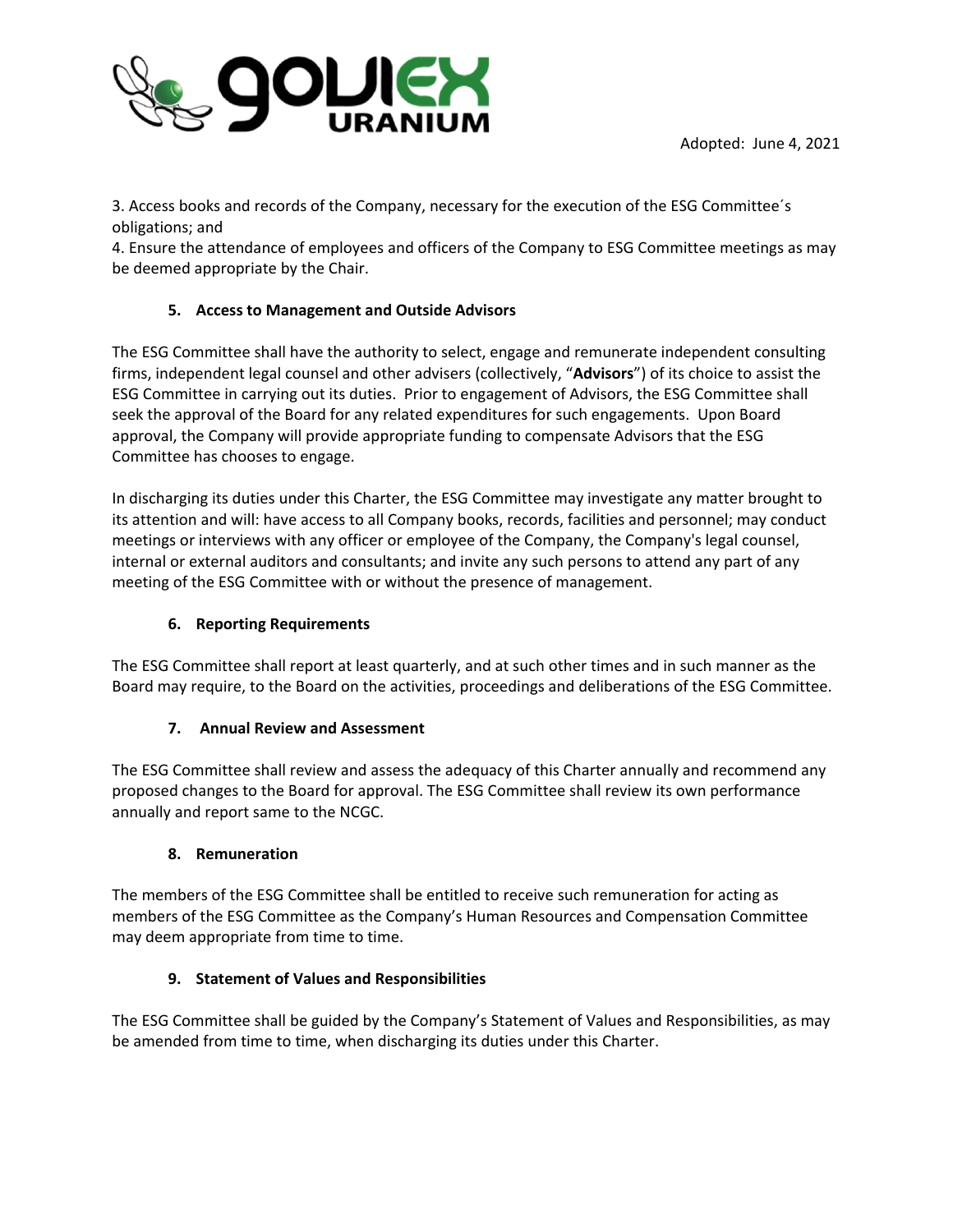3. Access books and records of the Company, necessary for the execution of the ESG Committee´s obligations; and
4. Ensure the attendance of employees and officers of the Company to ESG Committee meetings as may be deemed appropriate by the Chair.

## 5. Access to Management and Outside Advisors

The ESG Committee shall have the authority to select, engage and remunerate independent consulting firms, independent legal counsel and other advisers (collectively, "**Advisors**") of its choice to assist the ESG Committee in carrying out its duties. Prior to engagement of Advisors, the ESG Committee shall seek the approval of the Board for any related expenditures for such engagements. Upon Board approval, the Company will provide appropriate funding to compensate Advisors that the ESG Committee has chooses to engage.

In discharging its duties under this Charter, the ESG Committee may investigate any matter brought to its attention and will: have access to all Company books, records, facilities and personnel; may conduct meetings or interviews with any officer or employee of the Company, the Company's legal counsel, internal or external auditors and consultants; and invite any such persons to attend any part of any meeting of the ESG Committee with or without the presence of management.

## 6. Reporting Requirements

The ESG Committee shall report at least quarterly, and at such other times and in such manner as the Board may require, to the Board on the activities, proceedings and deliberations of the ESG Committee.

## 7. Annual Review and Assessment

The ESG Committee shall review and assess the adequacy of this Charter annually and recommend any proposed changes to the Board for approval. The ESG Committee shall review its own performance annually and report same to the NCGC.

## 8. Remuneration

The members of the ESG Committee shall be entitled to receive such remuneration for acting as members of the ESG Committee as the Company's Human Resources and Compensation Committee may deem appropriate from time to time.

## 9. Statement of Values and Responsibilities

The ESG Committee shall be guided by the Company's Statement of Values and Responsibilities, as may be amended from time to time, when discharging its duties under this Charter.